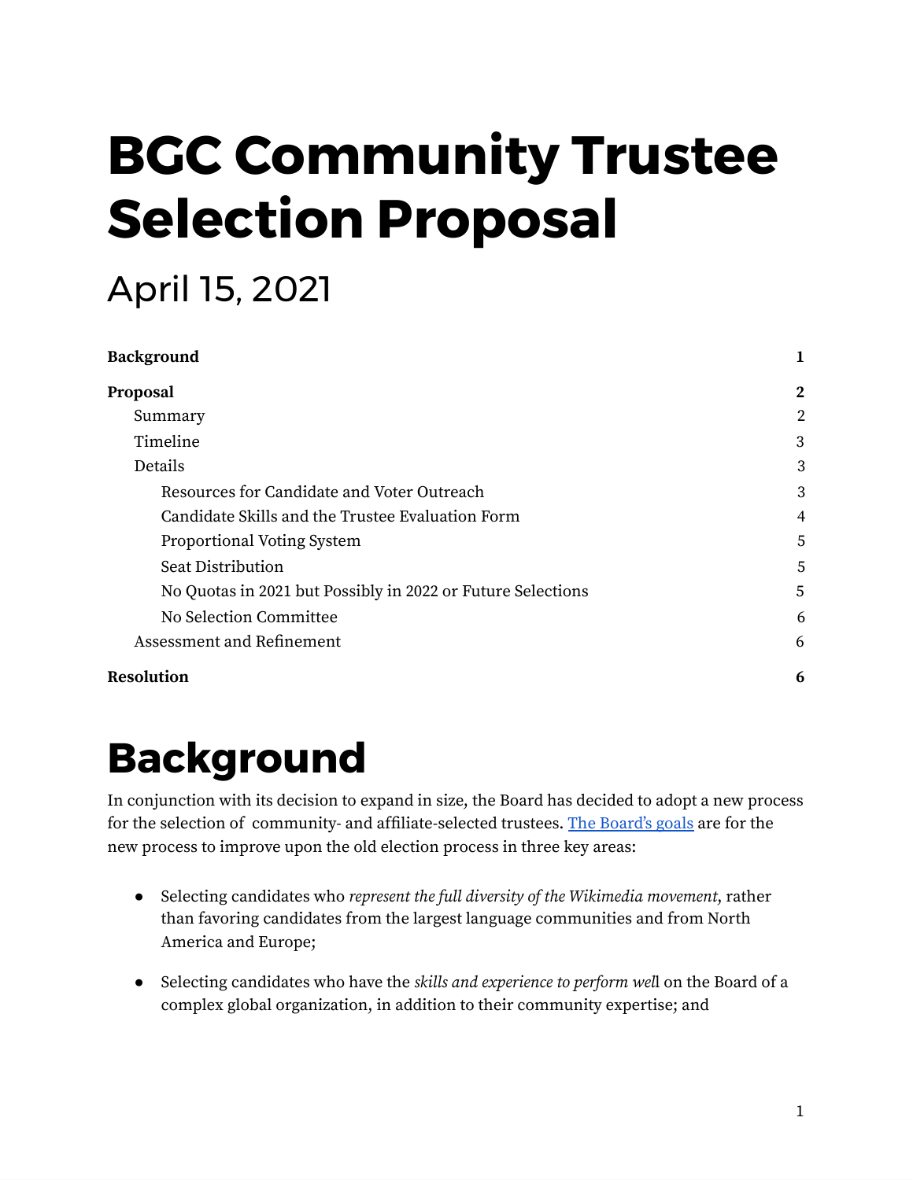# BGC Community Trustee Selection Proposal

## April 15, 2021

| | |
|---|---|
| **Background** | **1** |
| **Proposal** | **2** |
| Summary | 2 |
| Timeline | 3 |
| Details | 3 |
| Resources for Candidate and Voter Outreach | 3 |
| Candidate Skills and the Trustee Evaluation Form | 4 |
| Proportional Voting System | 5 |
| Seat Distribution | 5 |
| No Quotas in 2021 but Possibly in 2022 or Future Selections | 5 |
| No Selection Committee | 6 |
| Assessment and Refinement | 6 |
| **Resolution** | **6** |

# Background

In conjunction with its decision to expand in size, the Board has decided to adopt a new process for the selection of community- and affiliate-selected trustees. [The Board's goals] are for the new process to improve upon the old election process in three key areas:

- Selecting candidates who *represent the full diversity of the Wikimedia movement*, rather than favoring candidates from the largest language communities and from North America and Europe;
- Selecting candidates who have the *skills and experience to perform wel*l on the Board of a complex global organization, in addition to their community expertise; and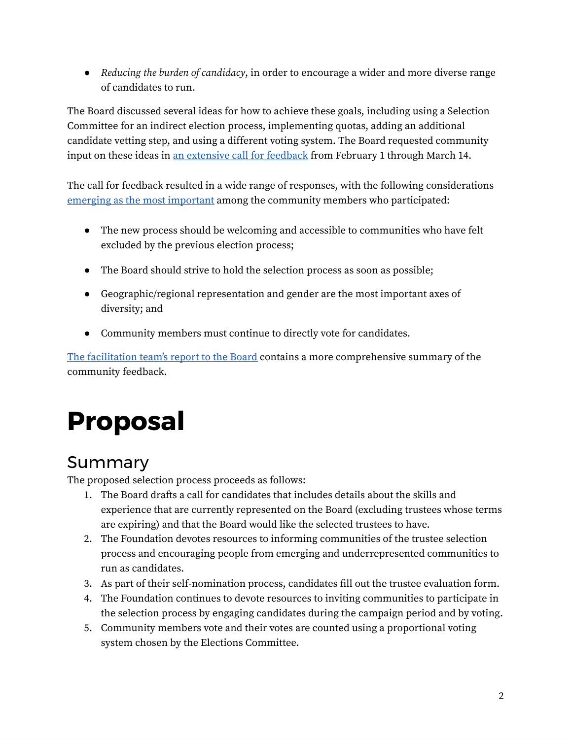- *Reducing the burden of candidacy*, in order to encourage a wider and more diverse range of candidates to run.

The Board discussed several ideas for how to achieve these goals, including using a Selection Committee for an indirect election process, implementing quotas, adding an additional candidate vetting step, and using a different voting system. The Board requested community input on these ideas in an extensive call for feedback from February 1 through March 14.

The call for feedback resulted in a wide range of responses, with the following considerations emerging as the most important among the community members who participated:

- The new process should be welcoming and accessible to communities who have felt excluded by the previous election process;
- The Board should strive to hold the selection process as soon as possible;
- Geographic/regional representation and gender are the most important axes of diversity; and
- Community members must continue to directly vote for candidates.

The facilitation team's report to the Board contains a more comprehensive summary of the community feedback.

# Proposal

## Summary

The proposed selection process proceeds as follows:

1. The Board drafts a call for candidates that includes details about the skills and experience that are currently represented on the Board (excluding trustees whose terms are expiring) and that the Board would like the selected trustees to have.
2. The Foundation devotes resources to informing communities of the trustee selection process and encouraging people from emerging and underrepresented communities to run as candidates.
3. As part of their self-nomination process, candidates fill out the trustee evaluation form.
4. The Foundation continues to devote resources to inviting communities to participate in the selection process by engaging candidates during the campaign period and by voting.
5. Community members vote and their votes are counted using a proportional voting system chosen by the Elections Committee.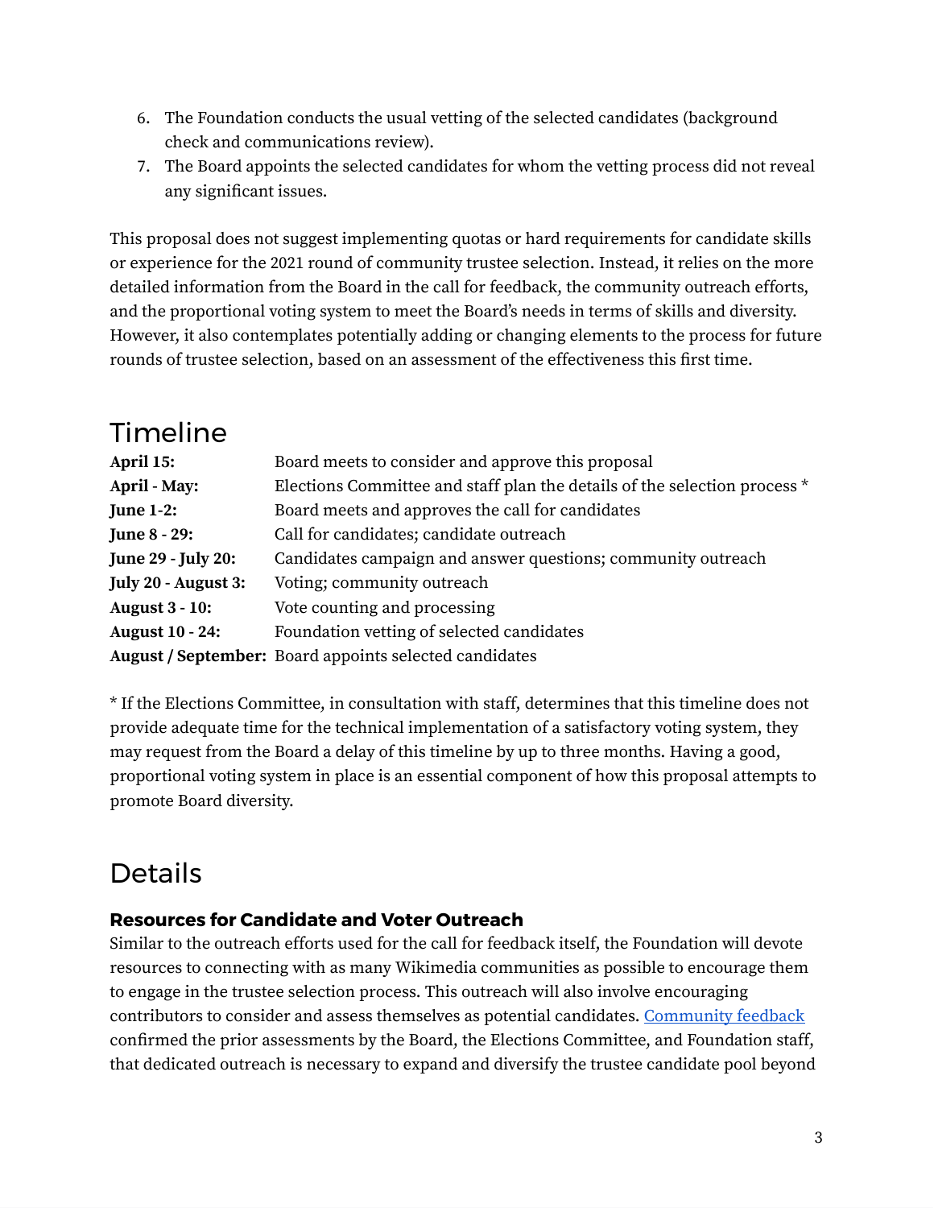6. The Foundation conducts the usual vetting of the selected candidates (background check and communications review).
7. The Board appoints the selected candidates for whom the vetting process did not reveal any significant issues.

This proposal does not suggest implementing quotas or hard requirements for candidate skills or experience for the 2021 round of community trustee selection. Instead, it relies on the more detailed information from the Board in the call for feedback, the community outreach efforts, and the proportional voting system to meet the Board's needs in terms of skills and diversity. However, it also contemplates potentially adding or changing elements to the process for future rounds of trustee selection, based on an assessment of the effectiveness this first time.

## Timeline

| | |
|---|---|
| **April 15:** | Board meets to consider and approve this proposal |
| **April - May:** | Elections Committee and staff plan the details of the selection process * |
| **June 1-2:** | Board meets and approves the call for candidates |
| **June 8 - 29:** | Call for candidates; candidate outreach |
| **June 29 - July 20:** | Candidates campaign and answer questions; community outreach |
| **July 20 - August 3:** | Voting; community outreach |
| **August 3 - 10:** | Vote counting and processing |
| **August 10 - 24:** | Foundation vetting of selected candidates |
| **August / September:** | Board appoints selected candidates |

* If the Elections Committee, in consultation with staff, determines that this timeline does not provide adequate time for the technical implementation of a satisfactory voting system, they may request from the Board a delay of this timeline by up to three months. Having a good, proportional voting system in place is an essential component of how this proposal attempts to promote Board diversity.

## Details

### Resources for Candidate and Voter Outreach

Similar to the outreach efforts used for the call for feedback itself, the Foundation will devote resources to connecting with as many Wikimedia communities as possible to encourage them to engage in the trustee selection process. This outreach will also involve encouraging contributors to consider and assess themselves as potential candidates. Community feedback confirmed the prior assessments by the Board, the Elections Committee, and Foundation staff, that dedicated outreach is necessary to expand and diversify the trustee candidate pool beyond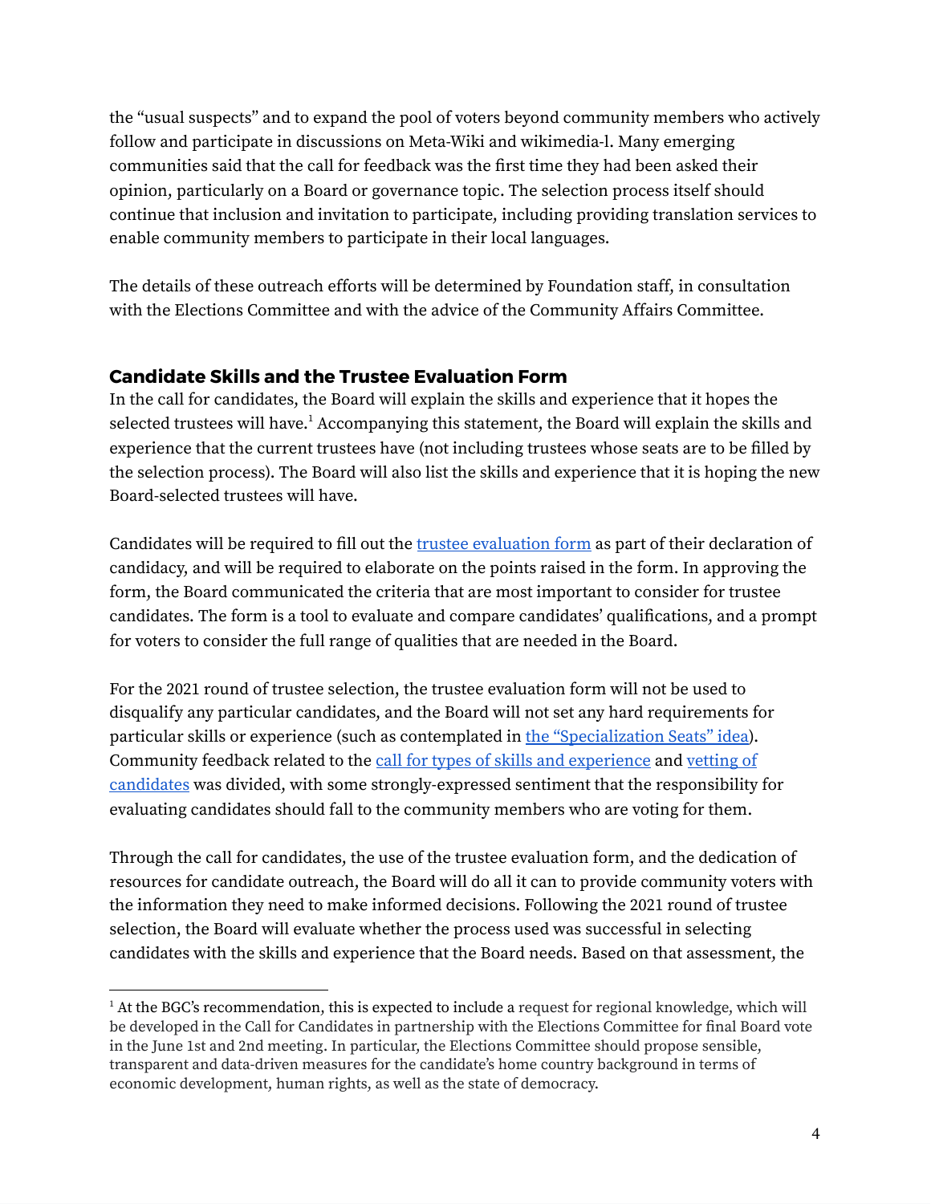the "usual suspects" and to expand the pool of voters beyond community members who actively follow and participate in discussions on Meta-Wiki and wikimedia-l. Many emerging communities said that the call for feedback was the first time they had been asked their opinion, particularly on a Board or governance topic. The selection process itself should continue that inclusion and invitation to participate, including providing translation services to enable community members to participate in their local languages.

The details of these outreach efforts will be determined by Foundation staff, in consultation with the Elections Committee and with the advice of the Community Affairs Committee.

## Candidate Skills and the Trustee Evaluation Form

In the call for candidates, the Board will explain the skills and experience that it hopes the selected trustees will have.[1] Accompanying this statement, the Board will explain the skills and experience that the current trustees have (not including trustees whose seats are to be filled by the selection process). The Board will also list the skills and experience that it is hoping the new Board-selected trustees will have.

Candidates will be required to fill out the [trustee evaluation form] as part of their declaration of candidacy, and will be required to elaborate on the points raised in the form. In approving the form, the Board communicated the criteria that are most important to consider for trustee candidates. The form is a tool to evaluate and compare candidates' qualifications, and a prompt for voters to consider the full range of qualities that are needed in the Board.

For the 2021 round of trustee selection, the trustee evaluation form will not be used to disqualify any particular candidates, and the Board will not set any hard requirements for particular skills or experience (such as contemplated in [the "Specialization Seats" idea]). Community feedback related to the [call for types of skills and experience] and [vetting of candidates] was divided, with some strongly-expressed sentiment that the responsibility for evaluating candidates should fall to the community members who are voting for them.

Through the call for candidates, the use of the trustee evaluation form, and the dedication of resources for candidate outreach, the Board will do all it can to provide community voters with the information they need to make informed decisions. Following the 2021 round of trustee selection, the Board will evaluate whether the process used was successful in selecting candidates with the skills and experience that the Board needs. Based on that assessment, the

[1] At the BGC's recommendation, this is expected to include a request for regional knowledge, which will be developed in the Call for Candidates in partnership with the Elections Committee for final Board vote in the June 1st and 2nd meeting. In particular, the Elections Committee should propose sensible, transparent and data-driven measures for the candidate's home country background in terms of economic development, human rights, as well as the state of democracy.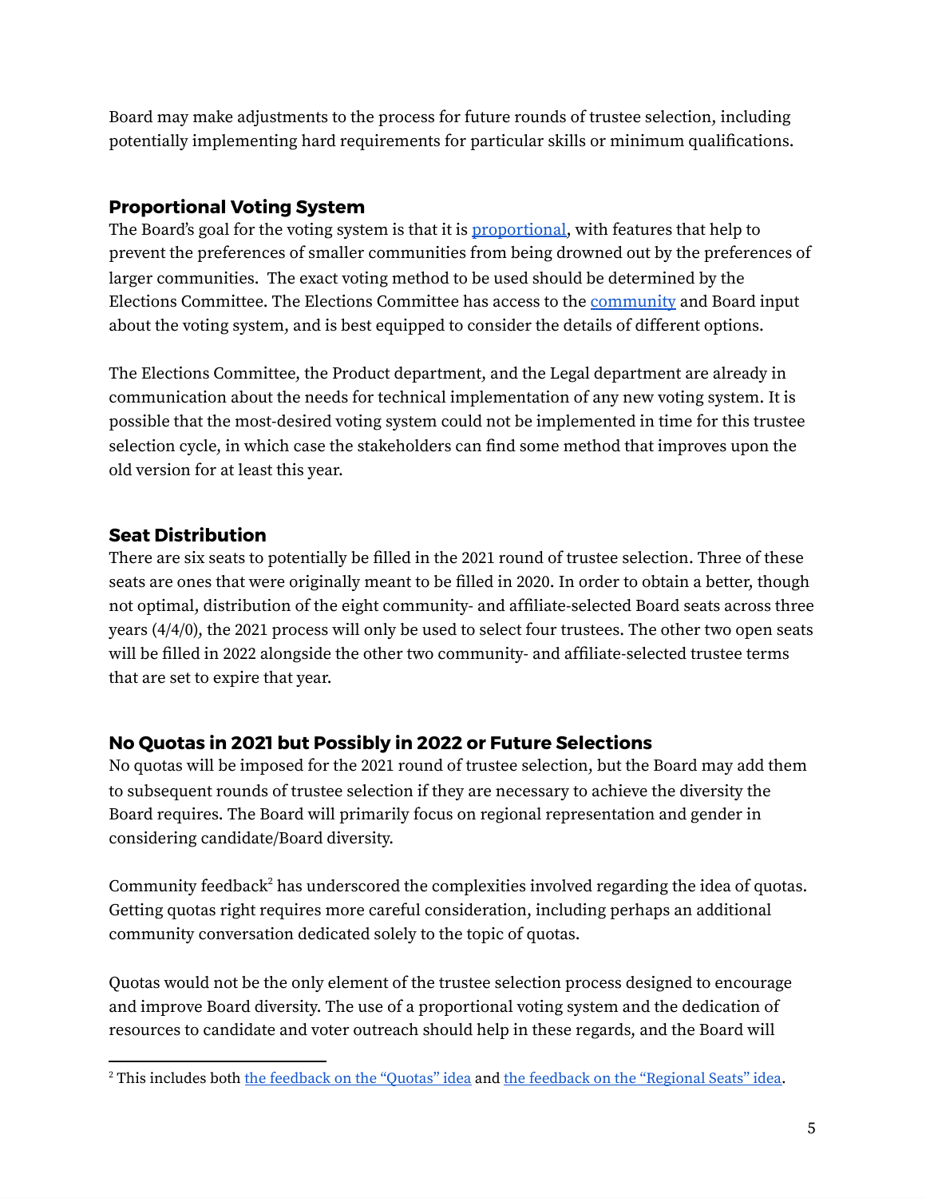Board may make adjustments to the process for future rounds of trustee selection, including potentially implementing hard requirements for particular skills or minimum qualifications.

### Proportional Voting System

The Board's goal for the voting system is that it is proportional, with features that help to prevent the preferences of smaller communities from being drowned out by the preferences of larger communities. The exact voting method to be used should be determined by the Elections Committee. The Elections Committee has access to the community and Board input about the voting system, and is best equipped to consider the details of different options.

The Elections Committee, the Product department, and the Legal department are already in communication about the needs for technical implementation of any new voting system. It is possible that the most-desired voting system could not be implemented in time for this trustee selection cycle, in which case the stakeholders can find some method that improves upon the old version for at least this year.

### Seat Distribution

There are six seats to potentially be filled in the 2021 round of trustee selection. Three of these seats are ones that were originally meant to be filled in 2020. In order to obtain a better, though not optimal, distribution of the eight community- and affiliate-selected Board seats across three years (4/4/0), the 2021 process will only be used to select four trustees. The other two open seats will be filled in 2022 alongside the other two community- and affiliate-selected trustee terms that are set to expire that year.

### No Quotas in 2021 but Possibly in 2022 or Future Selections

No quotas will be imposed for the 2021 round of trustee selection, but the Board may add them to subsequent rounds of trustee selection if they are necessary to achieve the diversity the Board requires. The Board will primarily focus on regional representation and gender in considering candidate/Board diversity.

Community feedback[2] has underscored the complexities involved regarding the idea of quotas. Getting quotas right requires more careful consideration, including perhaps an additional community conversation dedicated solely to the topic of quotas.

Quotas would not be the only element of the trustee selection process designed to encourage and improve Board diversity. The use of a proportional voting system and the dedication of resources to candidate and voter outreach should help in these regards, and the Board will

---

[2] This includes both the feedback on the "Quotas" idea and the feedback on the "Regional Seats" idea.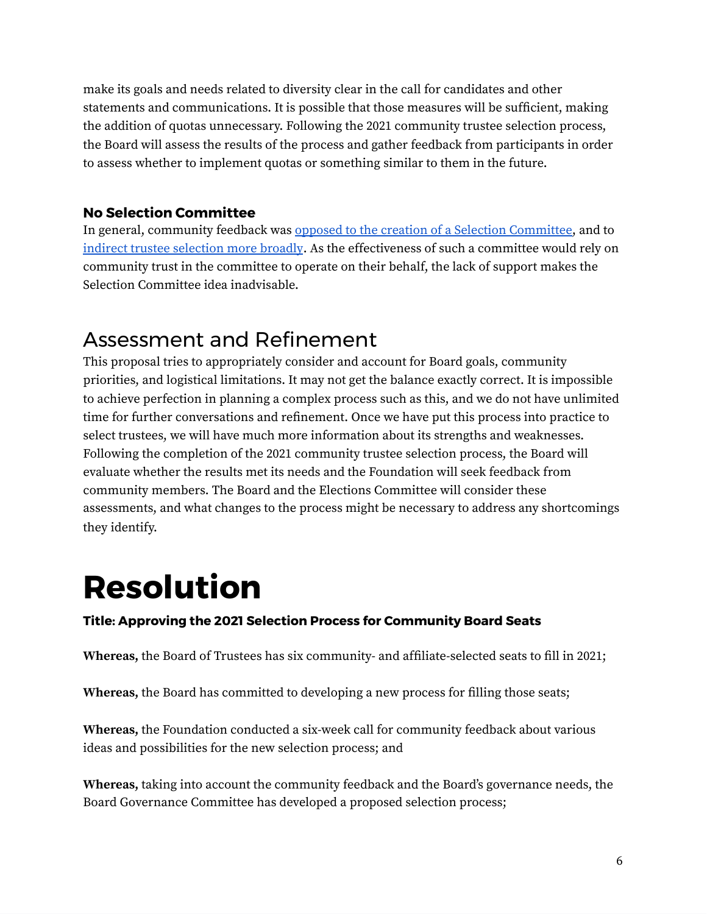make its goals and needs related to diversity clear in the call for candidates and other statements and communications. It is possible that those measures will be sufficient, making the addition of quotas unnecessary. Following the 2021 community trustee selection process, the Board will assess the results of the process and gather feedback from participants in order to assess whether to implement quotas or something similar to them in the future.

### No Selection Committee

In general, community feedback was opposed to the creation of a Selection Committee, and to indirect trustee selection more broadly. As the effectiveness of such a committee would rely on community trust in the committee to operate on their behalf, the lack of support makes the Selection Committee idea inadvisable.

## Assessment and Refinement

This proposal tries to appropriately consider and account for Board goals, community priorities, and logistical limitations. It may not get the balance exactly correct. It is impossible to achieve perfection in planning a complex process such as this, and we do not have unlimited time for further conversations and refinement. Once we have put this process into practice to select trustees, we will have much more information about its strengths and weaknesses. Following the completion of the 2021 community trustee selection process, the Board will evaluate whether the results met its needs and the Foundation will seek feedback from community members. The Board and the Elections Committee will consider these assessments, and what changes to the process might be necessary to address any shortcomings they identify.

# Resolution

### Title: Approving the 2021 Selection Process for Community Board Seats

**Whereas,** the Board of Trustees has six community- and affiliate-selected seats to fill in 2021;

**Whereas,** the Board has committed to developing a new process for filling those seats;

**Whereas,** the Foundation conducted a six-week call for community feedback about various ideas and possibilities for the new selection process; and

**Whereas,** taking into account the community feedback and the Board's governance needs, the Board Governance Committee has developed a proposed selection process;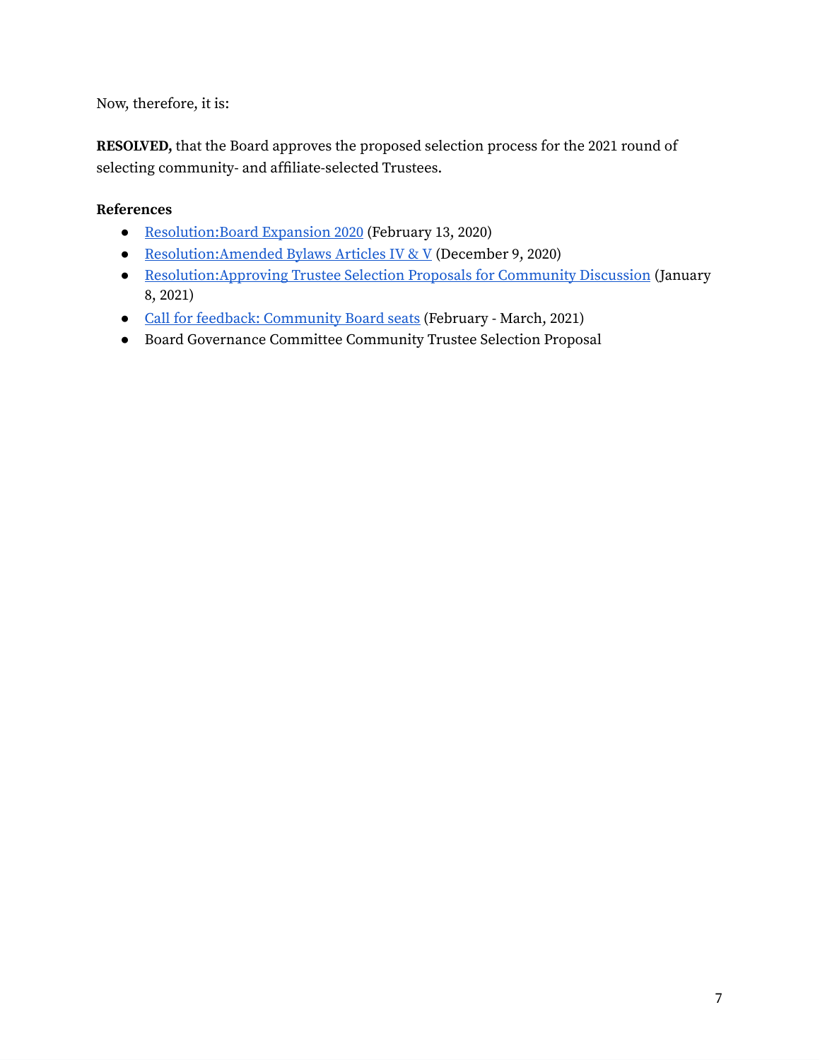Now, therefore, it is:

**RESOLVED,** that the Board approves the proposed selection process for the 2021 round of selecting community- and affiliate-selected Trustees.

**References**

- Resolution:Board Expansion 2020 (February 13, 2020)
- Resolution:Amended Bylaws Articles IV & V (December 9, 2020)
- Resolution:Approving Trustee Selection Proposals for Community Discussion (January 8, 2021)
- Call for feedback: Community Board seats (February - March, 2021)
- Board Governance Committee Community Trustee Selection Proposal